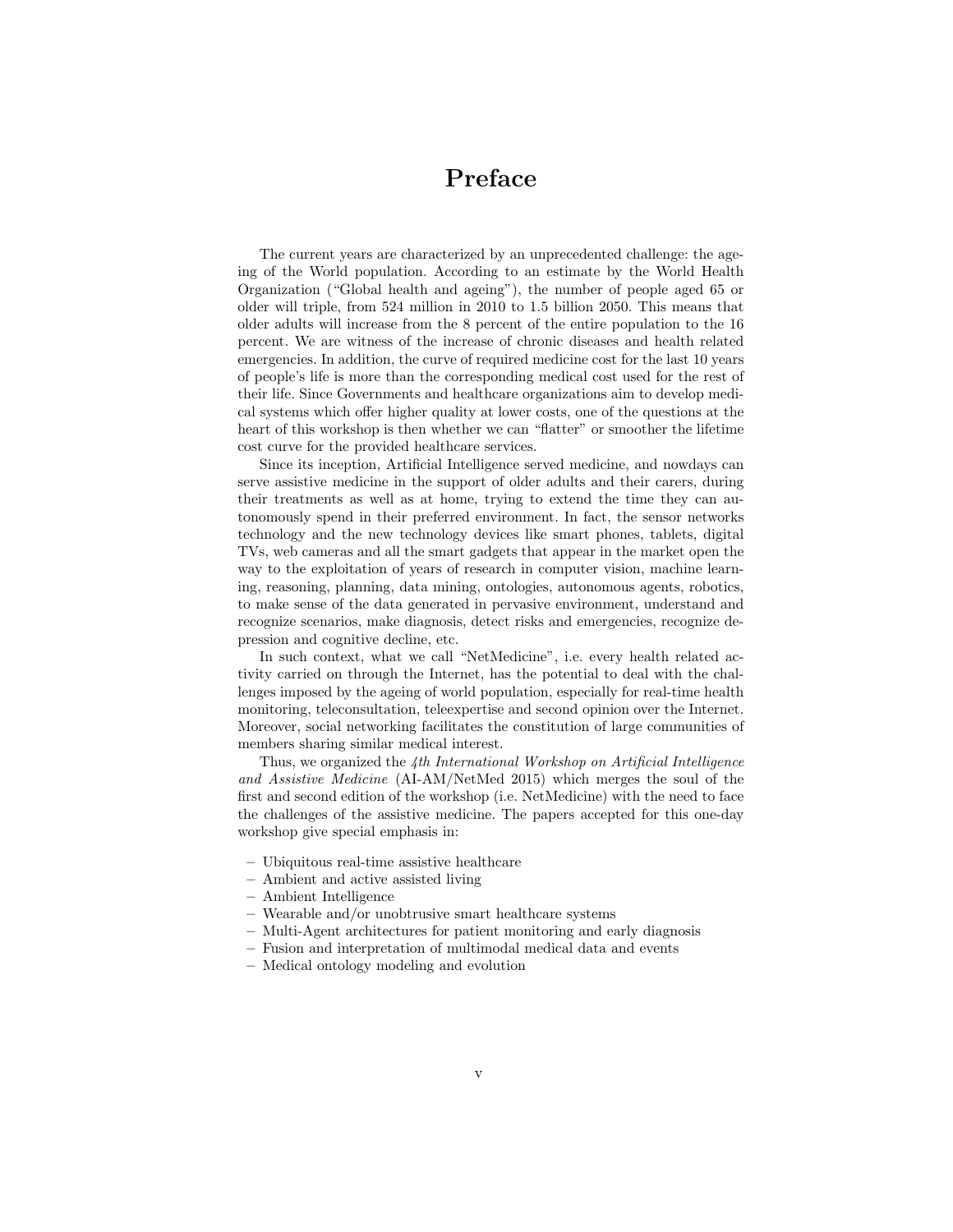# Preface

The current years are characterized by an unprecedented challenge: the ageing of the World population. According to an estimate by the World Health Organization ("Global health and ageing"), the number of people aged 65 or older will triple, from 524 million in 2010 to 1.5 billion 2050. This means that older adults will increase from the 8 percent of the entire population to the 16 percent. We are witness of the increase of chronic diseases and health related emergencies. In addition, the curve of required medicine cost for the last 10 years of people's life is more than the corresponding medical cost used for the rest of their life. Since Governments and healthcare organizations aim to develop medical systems which offer higher quality at lower costs, one of the questions at the heart of this workshop is then whether we can "flatter" or smoother the lifetime cost curve for the provided healthcare services.

Since its inception, Artificial Intelligence served medicine, and nowdays can serve assistive medicine in the support of older adults and their carers, during their treatments as well as at home, trying to extend the time they can autonomously spend in their preferred environment. In fact, the sensor networks technology and the new technology devices like smart phones, tablets, digital TVs, web cameras and all the smart gadgets that appear in the market open the way to the exploitation of years of research in computer vision, machine learning, reasoning, planning, data mining, ontologies, autonomous agents, robotics, to make sense of the data generated in pervasive environment, understand and recognize scenarios, make diagnosis, detect risks and emergencies, recognize depression and cognitive decline, etc.

In such context, what we call "NetMedicine", i.e. every health related activity carried on through the Internet, has the potential to deal with the challenges imposed by the ageing of world population, especially for real-time health monitoring, teleconsultation, teleexpertise and second opinion over the Internet. Moreover, social networking facilitates the constitution of large communities of members sharing similar medical interest.

Thus, we organized the *4th International Workshop on Artificial Intelligence and Assistive Medicine* (AI-AM/NetMed 2015) which merges the soul of the first and second edition of the workshop (i.e. NetMedicine) with the need to face the challenges of the assistive medicine. The papers accepted for this one-day workshop give special emphasis in:

- Ubiquitous real-time assistive healthcare
- Ambient and active assisted living
- Ambient Intelligence
- Wearable and/or unobtrusive smart healthcare systems
- Multi-Agent architectures for patient monitoring and early diagnosis
- Fusion and interpretation of multimodal medical data and events
- Medical ontology modeling and evolution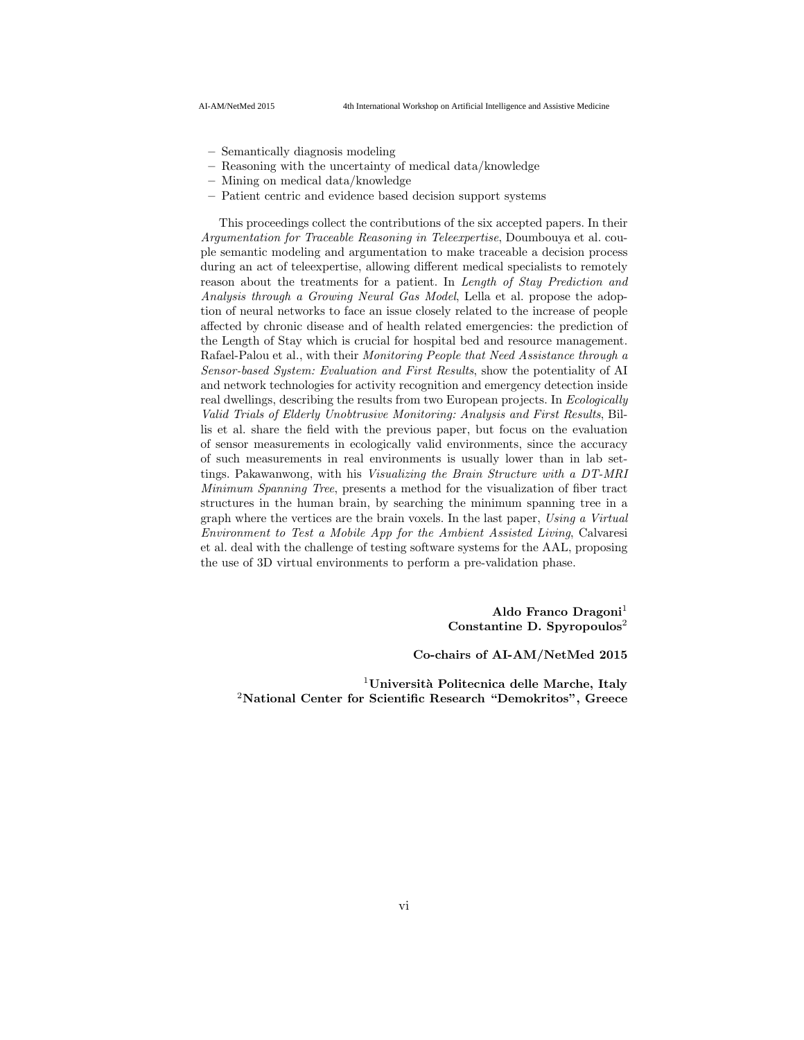– Semantically diagnosis modeling
– Reasoning with the uncertainty of medical data/knowledge
– Mining on medical data/knowledge
– Patient centric and evidence based decision support systems

This proceedings collect the contributions of the six accepted papers. In their *Argumentation for Traceable Reasoning in Teleexpertise*, Doumbouya et al. couple semantic modeling and argumentation to make traceable a decision process during an act of teleexpertise, allowing different medical specialists to remotely reason about the treatments for a patient. In *Length of Stay Prediction and Analysis through a Growing Neural Gas Model*, Lella et al. propose the adoption of neural networks to face an issue closely related to the increase of people affected by chronic disease and of health related emergencies: the prediction of the Length of Stay which is crucial for hospital bed and resource management. Rafael-Palou et al., with their *Monitoring People that Need Assistance through a Sensor-based System: Evaluation and First Results*, show the potentiality of AI and network technologies for activity recognition and emergency detection inside real dwellings, describing the results from two European projects. In *Ecologically Valid Trials of Elderly Unobtrusive Monitoring: Analysis and First Results*, Billis et al. share the field with the previous paper, but focus on the evaluation of sensor measurements in ecologically valid environments, since the accuracy of such measurements in real environments is usually lower than in lab settings. Pakawanwong, with his *Visualizing the Brain Structure with a DT-MRI Minimum Spanning Tree*, presents a method for the visualization of fiber tract structures in the human brain, by searching the minimum spanning tree in a graph where the vertices are the brain voxels. In the last paper, *Using a Virtual Environment to Test a Mobile App for the Ambient Assisted Living*, Calvaresi et al. deal with the challenge of testing software systems for the AAL, proposing the use of 3D virtual environments to perform a pre-validation phase.

**Aldo Franco Dragoni**[1]
**Constantine D. Spyropoulos**[2]

**Co-chairs of AI-AM/NetMed 2015**

[1]**Università Politecnica delle Marche, Italy**
[2]**National Center for Scientific Research "Demokritos", Greece**